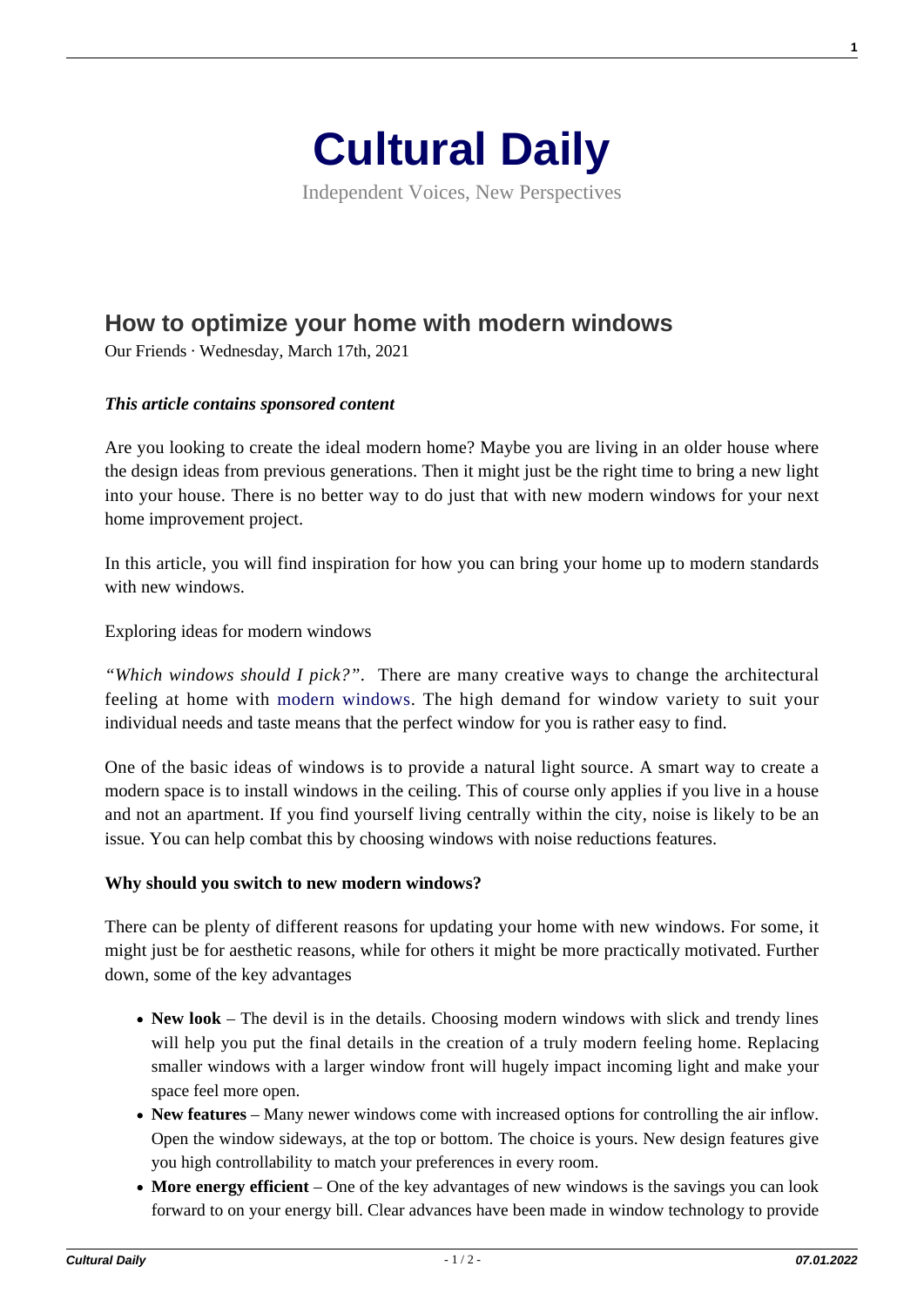# Cultural Daily

Independent Voices, New Perspectives

## How to optimize your home with modern windows

Our Friends · Wednesday, March 17th, 2021

***This article contains sponsored content***

Are you looking to create the ideal modern home? Maybe you are living in an older house where the design ideas from previous generations. Then it might just be the right time to bring a new light into your house. There is no better way to do just that with new modern windows for your next home improvement project.

In this article, you will find inspiration for how you can bring your home up to modern standards with new windows.

Exploring ideas for modern windows

*"Which windows should I pick?".* There are many creative ways to change the architectural feeling at home with modern windows. The high demand for window variety to suit your individual needs and taste means that the perfect window for you is rather easy to find.

One of the basic ideas of windows is to provide a natural light source. A smart way to create a modern space is to install windows in the ceiling. This of course only applies if you live in a house and not an apartment. If you find yourself living centrally within the city, noise is likely to be an issue. You can help combat this by choosing windows with noise reductions features.

**Why should you switch to new modern windows?**

There can be plenty of different reasons for updating your home with new windows. For some, it might just be for aesthetic reasons, while for others it might be more practically motivated. Further down, some of the key advantages

- **New look** – The devil is in the details. Choosing modern windows with slick and trendy lines will help you put the final details in the creation of a truly modern feeling home. Replacing smaller windows with a larger window front will hugely impact incoming light and make your space feel more open.
- **New features** – Many newer windows come with increased options for controlling the air inflow. Open the window sideways, at the top or bottom. The choice is yours. New design features give you high controllability to match your preferences in every room.
- **More energy efficient** – One of the key advantages of new windows is the savings you can look forward to your energy bill. Clear advances have been made in window technology to provide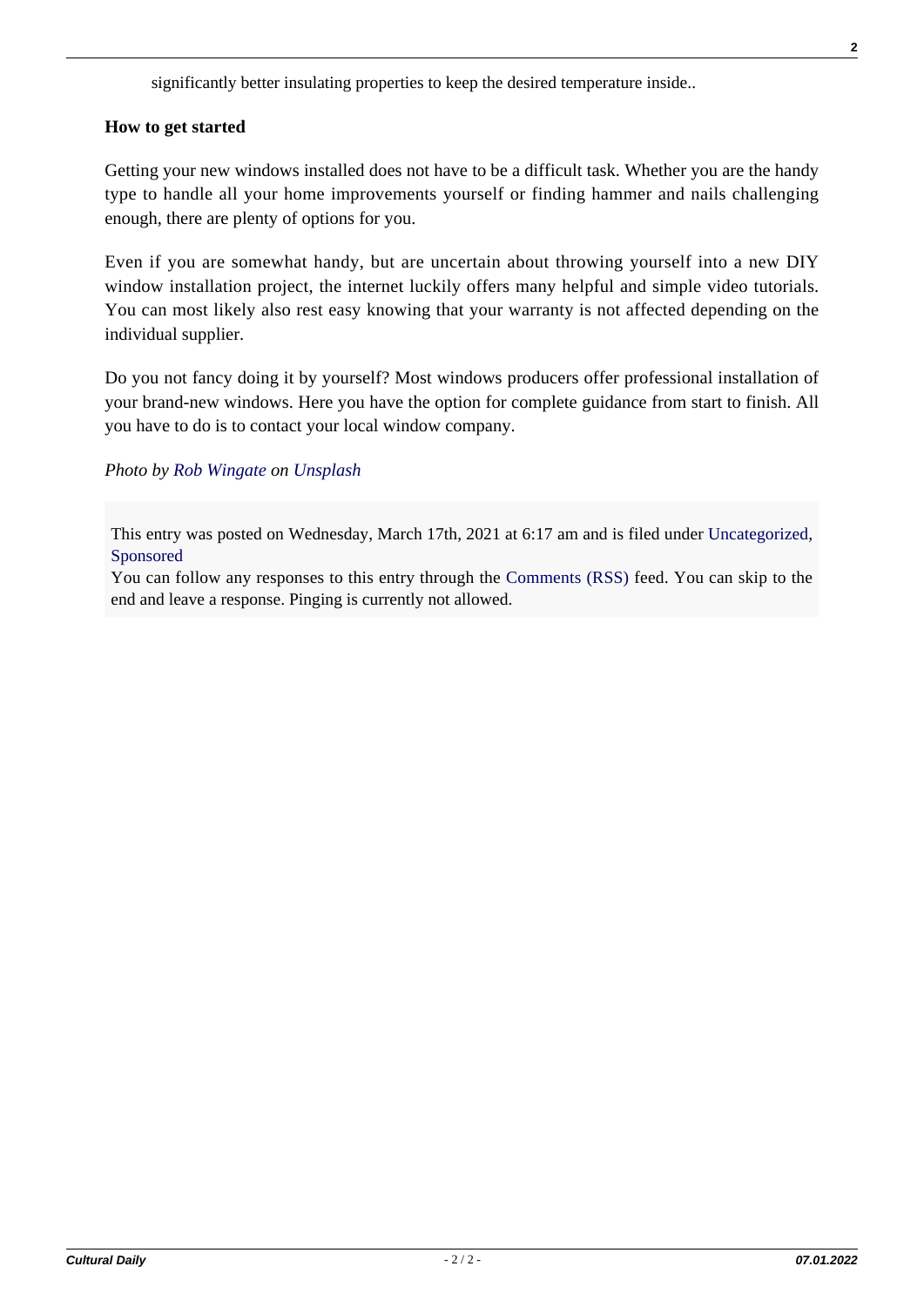significantly better insulating properties to keep the desired temperature inside..

**How to get started**

Getting your new windows installed does not have to be a difficult task. Whether you are the handy type to handle all your home improvements yourself or finding hammer and nails challenging enough, there are plenty of options for you.

Even if you are somewhat handy, but are uncertain about throwing yourself into a new DIY window installation project, the internet luckily offers many helpful and simple video tutorials. You can most likely also rest easy knowing that your warranty is not affected depending on the individual supplier.

Do you not fancy doing it by yourself? Most windows producers offer professional installation of your brand-new windows. Here you have the option for complete guidance from start to finish. All you have to do is to contact your local window company.

*Photo by Rob Wingate on Unsplash*

This entry was posted on Wednesday, March 17th, 2021 at 6:17 am and is filed under Uncategorized, Sponsored
You can follow any responses to this entry through the Comments (RSS) feed. You can skip to the end and leave a response. Pinging is currently not allowed.